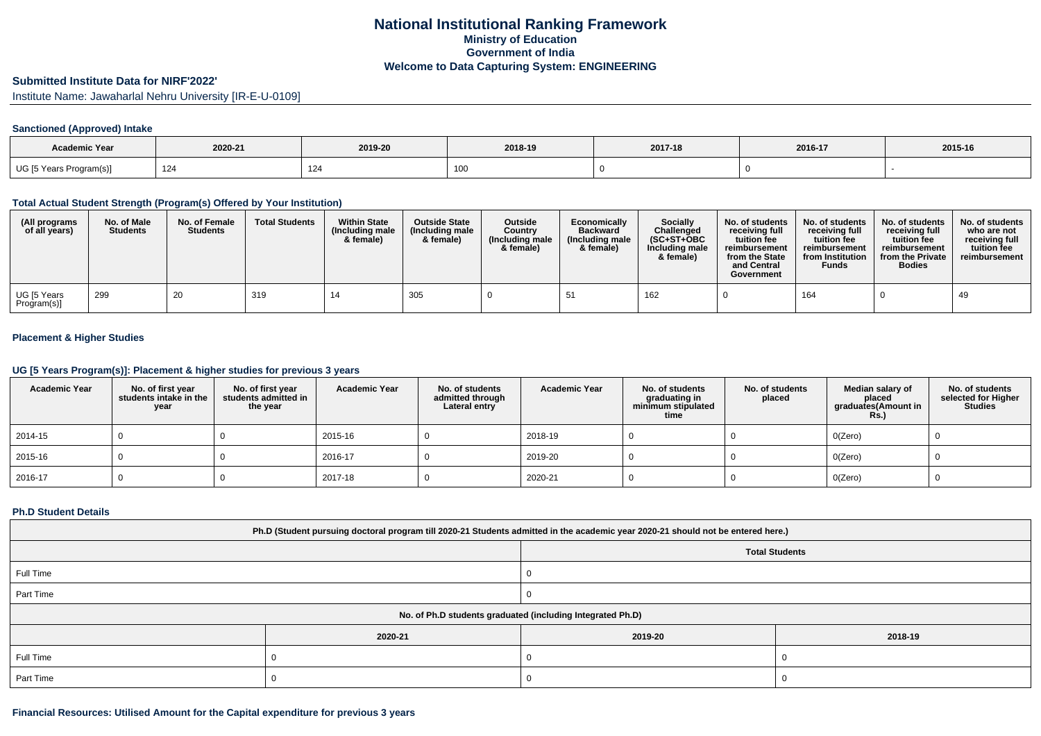# National Institutional Ranking Framework
## Ministry of Education
## Government of India
## Welcome to Data Capturing System: ENGINEERING

**Submitted Institute Data for NIRF'2022'**

Institute Name: Jawaharlal Nehru University [IR-E-U-0109]

### Sanctioned (Approved) Intake

| Academic Year | 2020-21 | 2019-20 | 2018-19 | 2017-18 | 2016-17 | 2015-16 |
|---|---|---|---|---|---|---|
| UG [5 Years Program(s)] | 124 | 124 | 100 | 0 | 0 | - |

### Total Actual Student Strength (Program(s) Offered by Your Institution)

| (All programs of all years) | No. of Male Students | No. of Female Students | Total Students | Within State (Including male & female) | Outside State (Including male & female) | Outside Country (Including male & female) | Economically Backward (Including male & female) | Socially Challenged (SC+ST+OBC Including male & female) | No. of students receiving full tuition fee reimbursement from the State and Central Government | No. of students receiving full tuition fee reimbursement from Institution Funds | No. of students receiving full tuition fee reimbursement from the Private Bodies | No. of students who are not receiving full tuition fee reimbursement |
|---|---|---|---|---|---|---|---|---|---|---|---|---|
| UG [5 Years Program(s)] | 299 | 20 | 319 | 14 | 305 | 0 | 51 | 162 | 0 | 164 | 0 | 49 |

### Placement & Higher Studies

### UG [5 Years Program(s)]: Placement & higher studies for previous 3 years

| Academic Year | No. of first year students intake in the year | No. of first year students admitted in the year | Academic Year | No. of students admitted through Lateral entry | Academic Year | No. of students graduating in minimum stipulated time | No. of students placed | Median salary of placed graduates(Amount in Rs.) | No. of students selected for Higher Studies |
|---|---|---|---|---|---|---|---|---|---|
| 2014-15 | 0 | 0 | 2015-16 | 0 | 2018-19 | 0 | 0 | 0(Zero) | 0 |
| 2015-16 | 0 | 0 | 2016-17 | 0 | 2019-20 | 0 | 0 | 0(Zero) | 0 |
| 2016-17 | 0 | 0 | 2017-18 | 0 | 2020-21 | 0 | 0 | 0(Zero) | 0 |

### Ph.D Student Details

| Ph.D (Student pursuing doctoral program till 2020-21 Students admitted in the academic year 2020-21 should not be entered here.) | |
|---|---|
| | Total Students |
| Full Time | 0 |
| Part Time | 0 |

| No. of Ph.D students graduated (including Integrated Ph.D) | | | |
|---|---|---|---|
| | 2020-21 | 2019-20 | 2018-19 |
| Full Time | 0 | 0 | 0 |
| Part Time | 0 | 0 | 0 |

### Financial Resources: Utilised Amount for the Capital expenditure for previous 3 years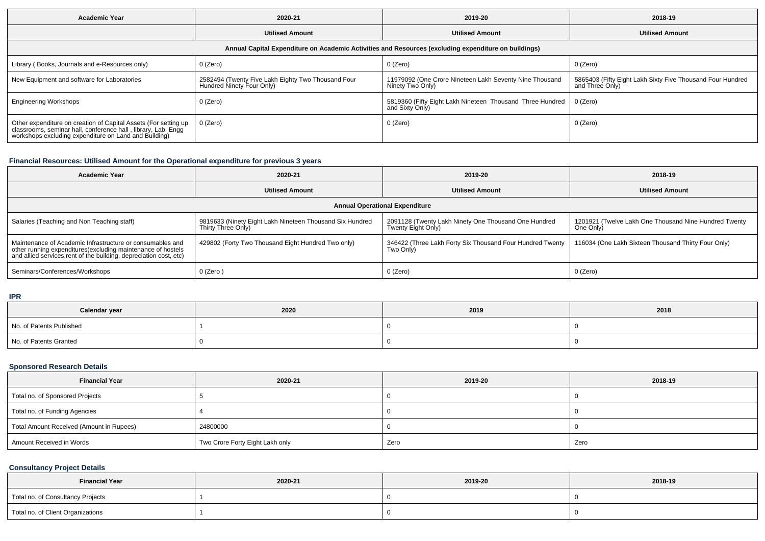| Academic Year | 2020-21 | 2019-20 | 2018-19 |
|---|---|---|---|
| | Utilised Amount | Utilised Amount | Utilised Amount |
| Annual Capital Expenditure on Academic Activities and Resources (excluding expenditure on buildings) | | | |
| Library ( Books, Journals and e-Resources only) | 0 (Zero) | 0 (Zero) | 0 (Zero) |
| New Equipment and software for Laboratories | 2582494 (Twenty Five Lakh Eighty Two Thousand Four Hundred Ninety Four Only) | 11979092 (One Crore Nineteen Lakh Seventy Nine Thousand Ninety Two Only) | 5865403 (Fifty Eight Lakh Sixty Five Thousand Four Hundred and Three Only) |
| Engineering Workshops | 0 (Zero) | 5819360 (Fifty Eight Lakh Nineteen Thousand Three Hundred and Sixty Only) | 0 (Zero) |
| Other expenditure on creation of Capital Assets (For setting up classrooms, seminar hall, conference hall , library, Lab, Engg workshops excluding expenditure on Land and Building) | 0 (Zero) | 0 (Zero) | 0 (Zero) |

### Financial Resources: Utilised Amount for the Operational expenditure for previous 3 years

| Academic Year | 2020-21 | 2019-20 | 2018-19 |
|---|---|---|---|
| | Utilised Amount | Utilised Amount | Utilised Amount |
| Annual Operational Expenditure | | | |
| Salaries (Teaching and Non Teaching staff) | 9819633 (Ninety Eight Lakh Nineteen Thousand Six Hundred Thirty Three Only) | 2091128 (Twenty Lakh Ninety One Thousand One Hundred Twenty Eight Only) | 1201921 (Twelve Lakh One Thousand Nine Hundred Twenty One Only) |
| Maintenance of Academic Infrastructure or consumables and other running expenditures(excluding maintenance of hostels and allied services,rent of the building, depreciation cost, etc) | 429802 (Forty Two Thousand Eight Hundred Two only) | 346422 (Three Lakh Forty Six Thousand Four Hundred Twenty Two Only) | 116034 (One Lakh Sixteen Thousand Thirty Four Only) |
| Seminars/Conferences/Workshops | 0 (Zero ) | 0 (Zero) | 0 (Zero) |

### IPR

| Calendar year | 2020 | 2019 | 2018 |
|---|---|---|---|
| No. of Patents Published | 1 | 0 | 0 |
| No. of Patents Granted | 0 | 0 | 0 |

### Sponsored Research Details

| Financial Year | 2020-21 | 2019-20 | 2018-19 |
|---|---|---|---|
| Total no. of Sponsored Projects | 5 | 0 | 0 |
| Total no. of Funding Agencies | 4 | 0 | 0 |
| Total Amount Received (Amount in Rupees) | 24800000 | 0 | 0 |
| Amount Received in Words | Two Crore Forty Eight Lakh only | Zero | Zero |

### Consultancy Project Details

| Financial Year | 2020-21 | 2019-20 | 2018-19 |
|---|---|---|---|
| Total no. of Consultancy Projects | 1 | 0 | 0 |
| Total no. of Client Organizations | 1 | 0 | 0 |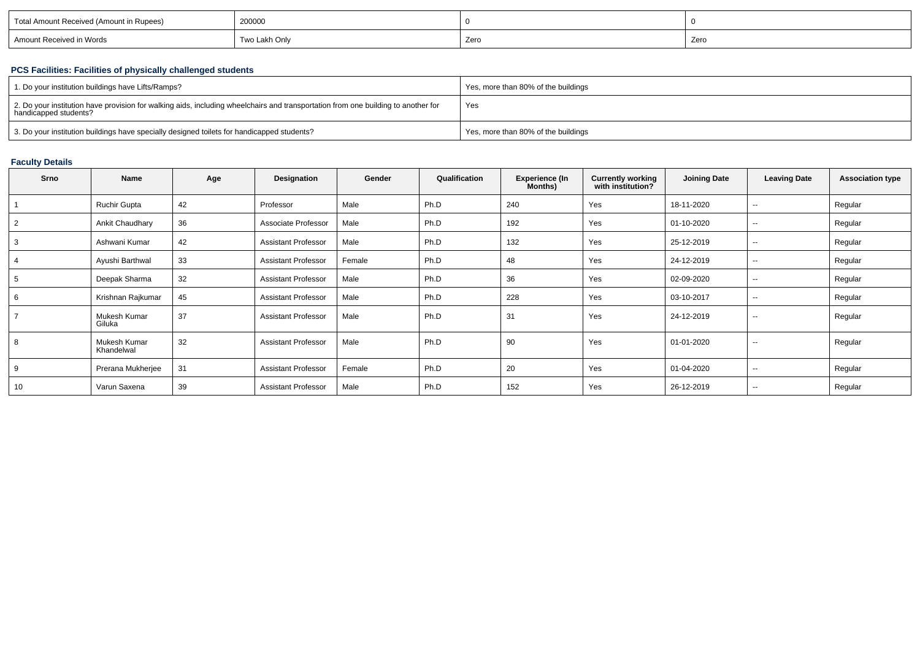| | | | |
|---|---|---|---|
| Total Amount Received (Amount in Rupees) | 200000 | 0 | 0 |
| Amount Received in Words | Two Lakh Only | Zero | Zero |

### PCS Facilities: Facilities of physically challenged students

| | |
|---|---|
| 1. Do your institution buildings have Lifts/Ramps? | Yes, more than 80% of the buildings |
| 2. Do your institution have provision for walking aids, including wheelchairs and transportation from one building to another for handicapped students? | Yes |
| 3. Do your institution buildings have specially designed toilets for handicapped students? | Yes, more than 80% of the buildings |

### Faculty Details

| Srno | Name | Age | Designation | Gender | Qualification | Experience (In Months) | Currently working with institution? | Joining Date | Leaving Date | Association type |
|---|---|---|---|---|---|---|---|---|---|---|
| 1 | Ruchir Gupta | 42 | Professor | Male | Ph.D | 240 | Yes | 18-11-2020 | -- | Regular |
| 2 | Ankit Chaudhary | 36 | Associate Professor | Male | Ph.D | 192 | Yes | 01-10-2020 | -- | Regular |
| 3 | Ashwani Kumar | 42 | Assistant Professor | Male | Ph.D | 132 | Yes | 25-12-2019 | -- | Regular |
| 4 | Ayushi Barthwal | 33 | Assistant Professor | Female | Ph.D | 48 | Yes | 24-12-2019 | -- | Regular |
| 5 | Deepak Sharma | 32 | Assistant Professor | Male | Ph.D | 36 | Yes | 02-09-2020 | -- | Regular |
| 6 | Krishnan Rajkumar | 45 | Assistant Professor | Male | Ph.D | 228 | Yes | 03-10-2017 | -- | Regular |
| 7 | Mukesh Kumar Giluka | 37 | Assistant Professor | Male | Ph.D | 31 | Yes | 24-12-2019 | -- | Regular |
| 8 | Mukesh Kumar Khandelwal | 32 | Assistant Professor | Male | Ph.D | 90 | Yes | 01-01-2020 | -- | Regular |
| 9 | Prerana Mukherjee | 31 | Assistant Professor | Female | Ph.D | 20 | Yes | 01-04-2020 | -- | Regular |
| 10 | Varun Saxena | 39 | Assistant Professor | Male | Ph.D | 152 | Yes | 26-12-2019 | -- | Regular |